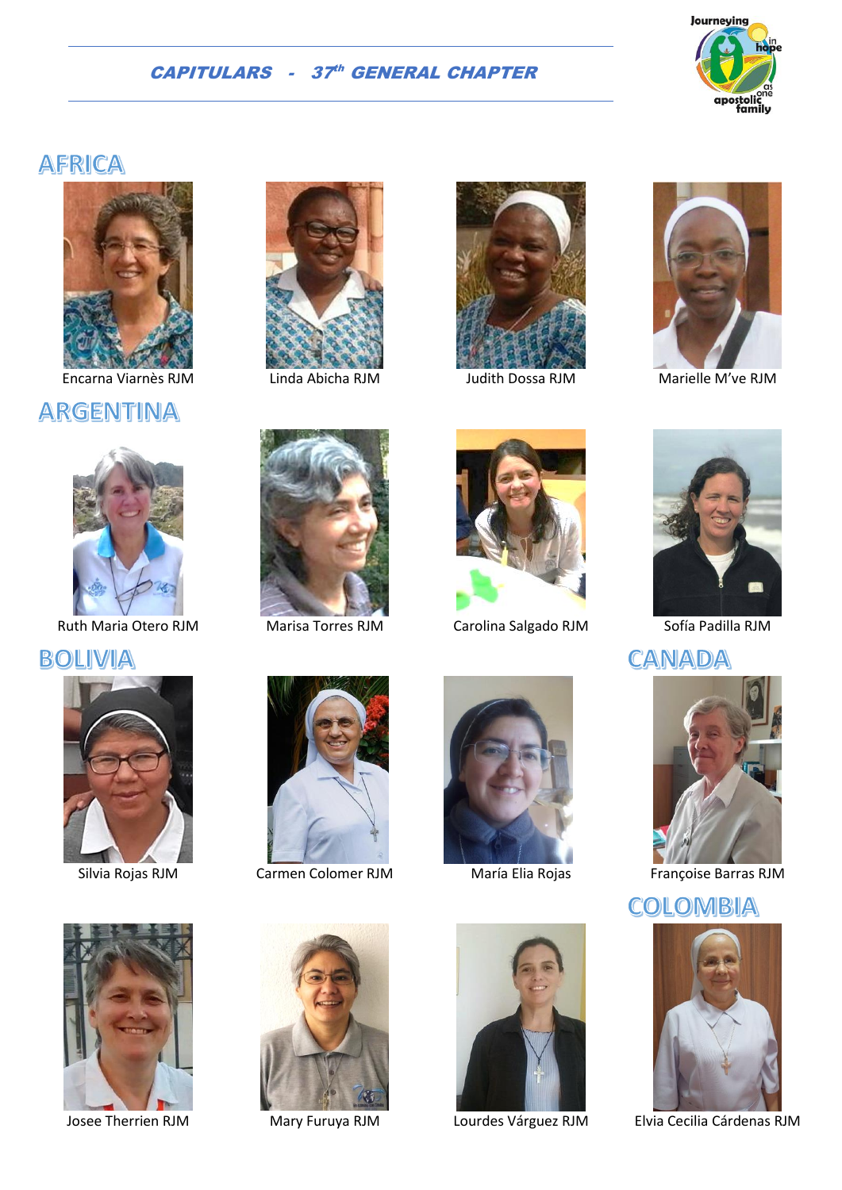## *CAPITULARS - 37th GENERAL CHAPTER*

Journeying in hope as one apostolic family

## AFRICA

Encarna Viarnès RJM

Linda Abicha RJM

Judith Dossa RJM

Marielle M've RJM

## ARGENTINA

Ruth Maria Otero RJM

Marisa Torres RJM

Carolina Salgado RJM

Sofía Padilla RJM

## BOLIVIA

Silvia Rojas RJM

Carmen Colomer RJM

María Elia Rojas

## CANADA

Françoise Barras RJM

Josee Therrien RJM

Mary Furuya RJM

Lourdes Várguez RJM

## COLOMBIA

Elvia Cecilia Cárdenas RJM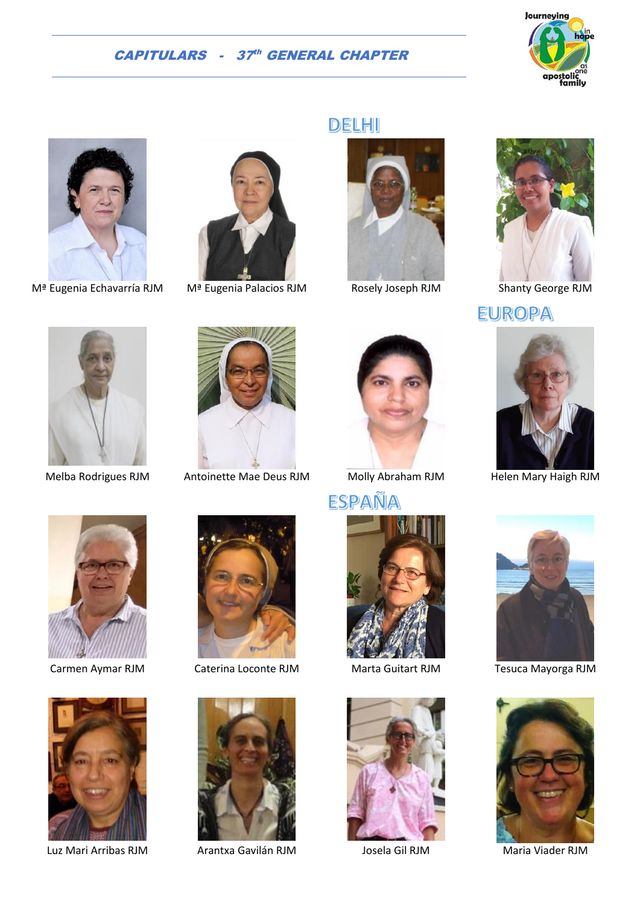## *CAPITULARS - 37th GENERAL CHAPTER*

Journeying in hope as one apostolic family

Mª Eugenia Echavarría RJM

Mª Eugenia Palacios RJM

### DELHI

Rosely Joseph RJM

Shanty George RJM

Melba Rodrigues RJM

Antoinette Mae Deus RJM

Molly Abraham RJM

### EUROPA

Helen Mary Haigh RJM

### ESPAÑA

Carmen Aymar RJM

Caterina Loconte RJM

Marta Guitart RJM

Tesuca Mayorga RJM

Luz Mari Arribas RJM

Arantxa Gavilán RJM

Josela Gil RJM

Maria Viader RJM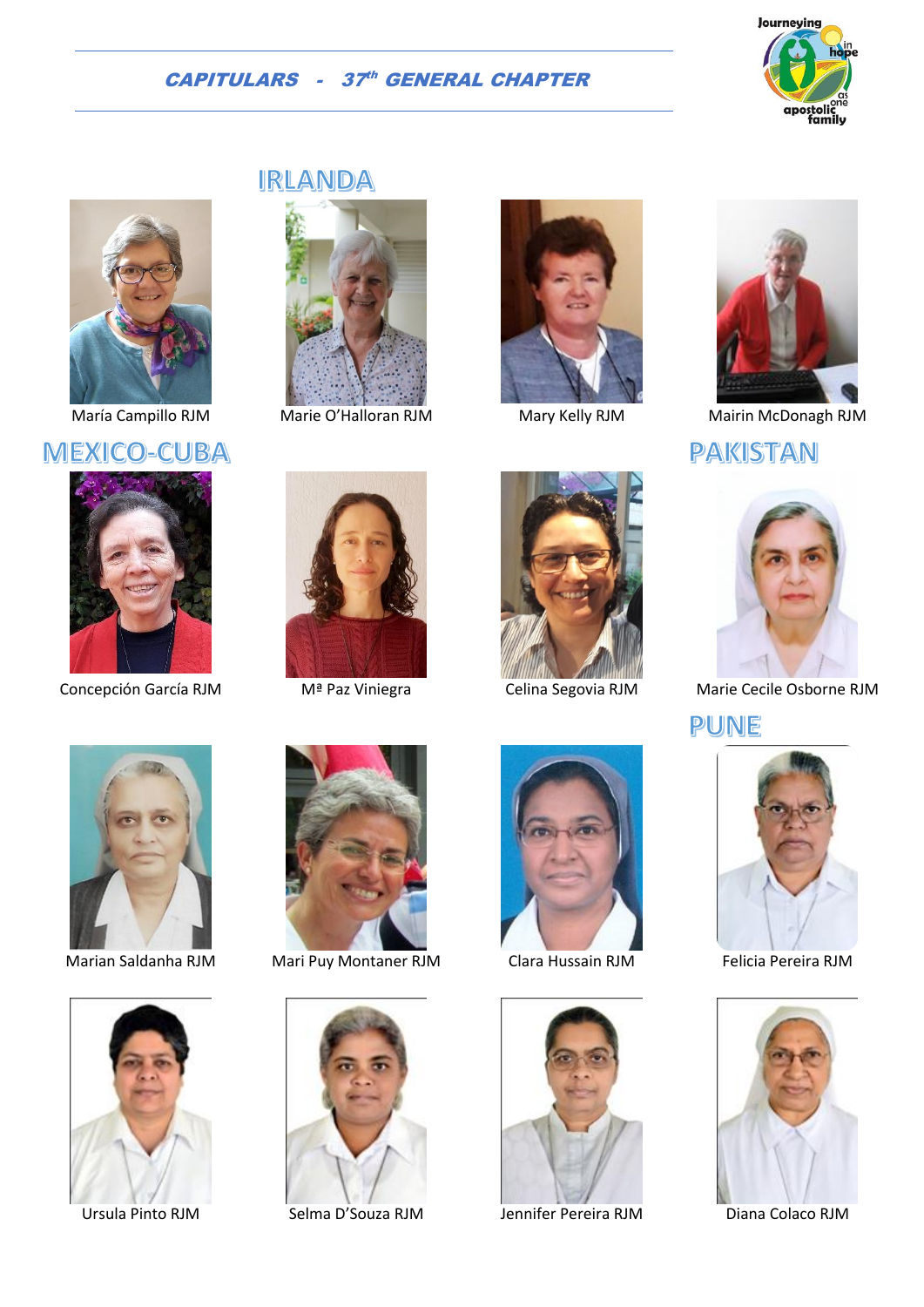## *CAPITULARS - 37th GENERAL CHAPTER*

Journeying in hope as one apostolic family

## IRLANDA

María Campillo RJM

Marie O'Halloran RJM

Mary Kelly RJM

Mairin McDonagh RJM

## MEXICO-CUBA

Concepción García RJM

Mª Paz Viniegra

Celina Segovia RJM

## PAKISTAN

Marie Cecile Osborne RJM

## PUNE

Marian Saldanha RJM

Mari Puy Montaner RJM

Clara Hussain RJM

Felicia Pereira RJM

Ursula Pinto RJM

Selma D'Souza RJM

Jennifer Pereira RJM

Diana Colaco RJM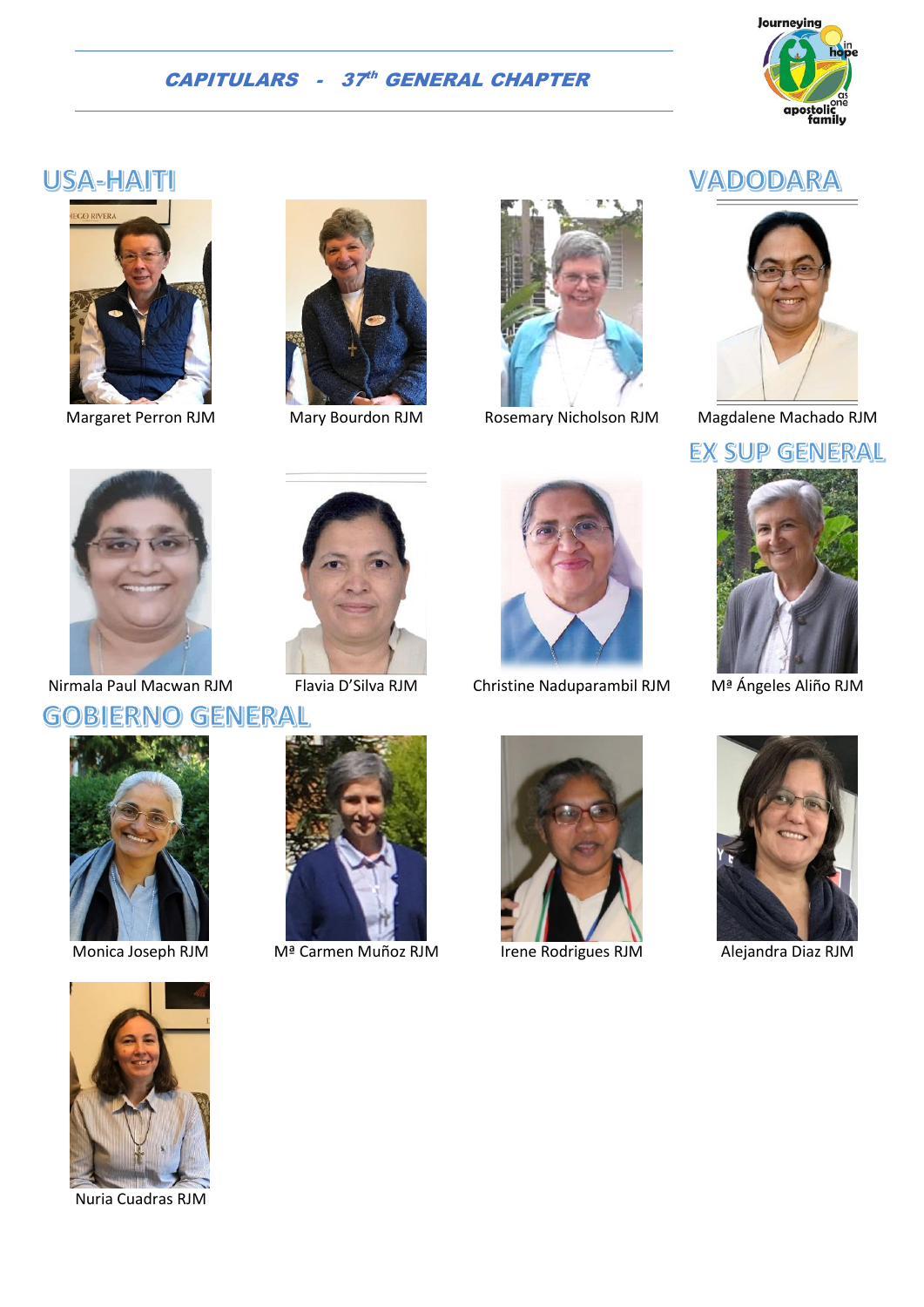***CAPITULARS - 37th GENERAL CHAPTER***

Journeying in hope as one apostolic family

## USA-HAITI

Margaret Perron RJM

Mary Bourdon RJM

Rosemary Nicholson RJM

## VADODARA

Magdalene Machado RJM

Nirmala Paul Macwan RJM

Flavia D'Silva RJM

Christine Naduparambil RJM

## EX SUP GENERAL

Mª Ángeles Aliño RJM

## GOBIERNO GENERAL

Monica Joseph RJM

Mª Carmen Muñoz RJM

Irene Rodrigues RJM

Alejandra Diaz RJM

Nuria Cuadras RJM